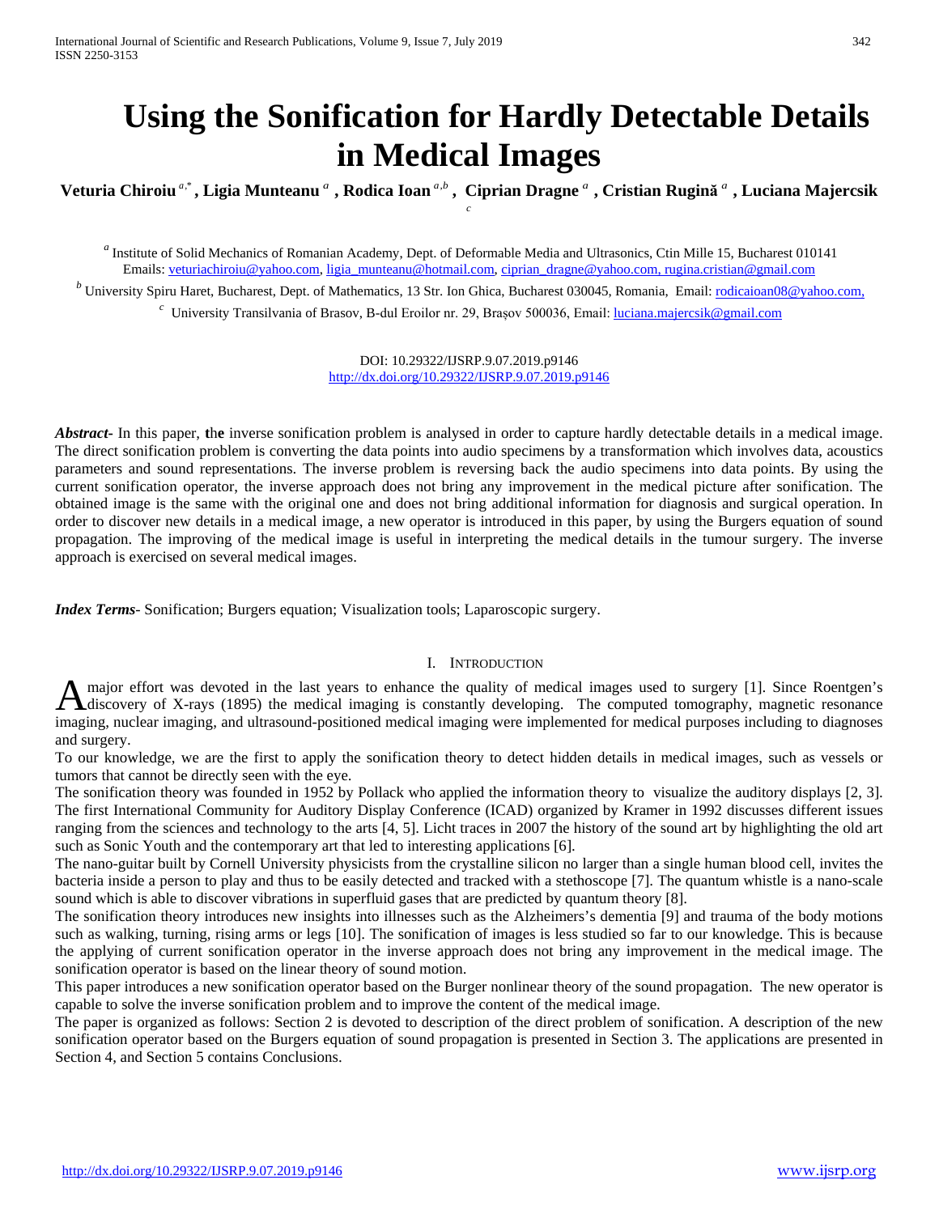# Using the Sonification for Hardly Detectable Details in Medical Images

**Veturia Chiroiu** [a,*] **, Ligia Munteanu** [a] **, Rodica Ioan** [a,b] **, Ciprian Dragne** [a] **, Cristian Rugină** [a] **, Luciana Majercsik** [c]

[a] Institute of Solid Mechanics of Romanian Academy, Dept. of Deformable Media and Ultrasonics, Ctin Mille 15, Bucharest 010141
Emails: veturiachiroiu@yahoo.com, ligia_munteanu@hotmail.com, ciprian_dragne@yahoo.com, rugina.cristian@gmail.com

[b] University Spiru Haret, Bucharest, Dept. of Mathematics, 13 Str. Ion Ghica, Bucharest 030045, Romania, Email: rodicaioan08@yahoo.com,

[c] University Transilvania of Brasov, B-dul Eroilor nr. 29, Brașov 500036, Email: luciana.majercsik@gmail.com

DOI: 10.29322/IJSRP.9.07.2019.p9146
http://dx.doi.org/10.29322/IJSRP.9.07.2019.p9146

***Abstract-*** In this paper, **t**h**e** inverse sonification problem is analysed in order to capture hardly detectable details in a medical image. The direct sonification problem is converting the data points into audio specimens by a transformation which involves data, acoustics parameters and sound representations. The inverse problem is reversing back the audio specimens into data points. By using the current sonification operator, the inverse approach does not bring any improvement in the medical picture after sonification. The obtained image is the same with the original one and does not bring additional information for diagnosis and surgical operation. In order to discover new details in a medical image, a new operator is introduced in this paper, by using the Burgers equation of sound propagation. The improving of the medical image is useful in interpreting the medical details in the tumour surgery. The inverse approach is exercised on several medical images.

***Index Terms-*** Sonification; Burgers equation; Visualization tools; Laparoscopic surgery.

## I. Introduction

A major effort was devoted in the last years to enhance the quality of medical images used to surgery [1]. Since Roentgen's discovery of X-rays (1895) the medical imaging is constantly developing. The computed tomography, magnetic resonance imaging, nuclear imaging, and ultrasound-positioned medical imaging were implemented for medical purposes including to diagnoses and surgery.

To our knowledge, we are the first to apply the sonification theory to detect hidden details in medical images, such as vessels or tumors that cannot be directly seen with the eye.

The sonification theory was founded in 1952 by Pollack who applied the information theory to visualize the auditory displays [2, 3]. The first International Community for Auditory Display Conference (ICAD) organized by Kramer in 1992 discusses different issues ranging from the sciences and technology to the arts [4, 5]. Licht traces in 2007 the history of the sound art by highlighting the old art such as Sonic Youth and the contemporary art that led to interesting applications [6].

The nano-guitar built by Cornell University physicists from the crystalline silicon no larger than a single human blood cell, invites the bacteria inside a person to play and thus to be easily detected and tracked with a stethoscope [7]. The quantum whistle is a nano-scale sound which is able to discover vibrations in superfluid gases that are predicted by quantum theory [8].

The sonification theory introduces new insights into illnesses such as the Alzheimers's dementia [9] and trauma of the body motions such as walking, turning, rising arms or legs [10]. The sonification of images is less studied so far to our knowledge. This is because the applying of current sonification operator in the inverse approach does not bring any improvement in the medical image. The sonification operator is based on the linear theory of sound motion.

This paper introduces a new sonification operator based on the Burger nonlinear theory of the sound propagation. The new operator is capable to solve the inverse sonification problem and to improve the content of the medical image.

The paper is organized as follows: Section 2 is devoted to description of the direct problem of sonification. A description of the new sonification operator based on the Burgers equation of sound propagation is presented in Section 3. The applications are presented in Section 4, and Section 5 contains Conclusions.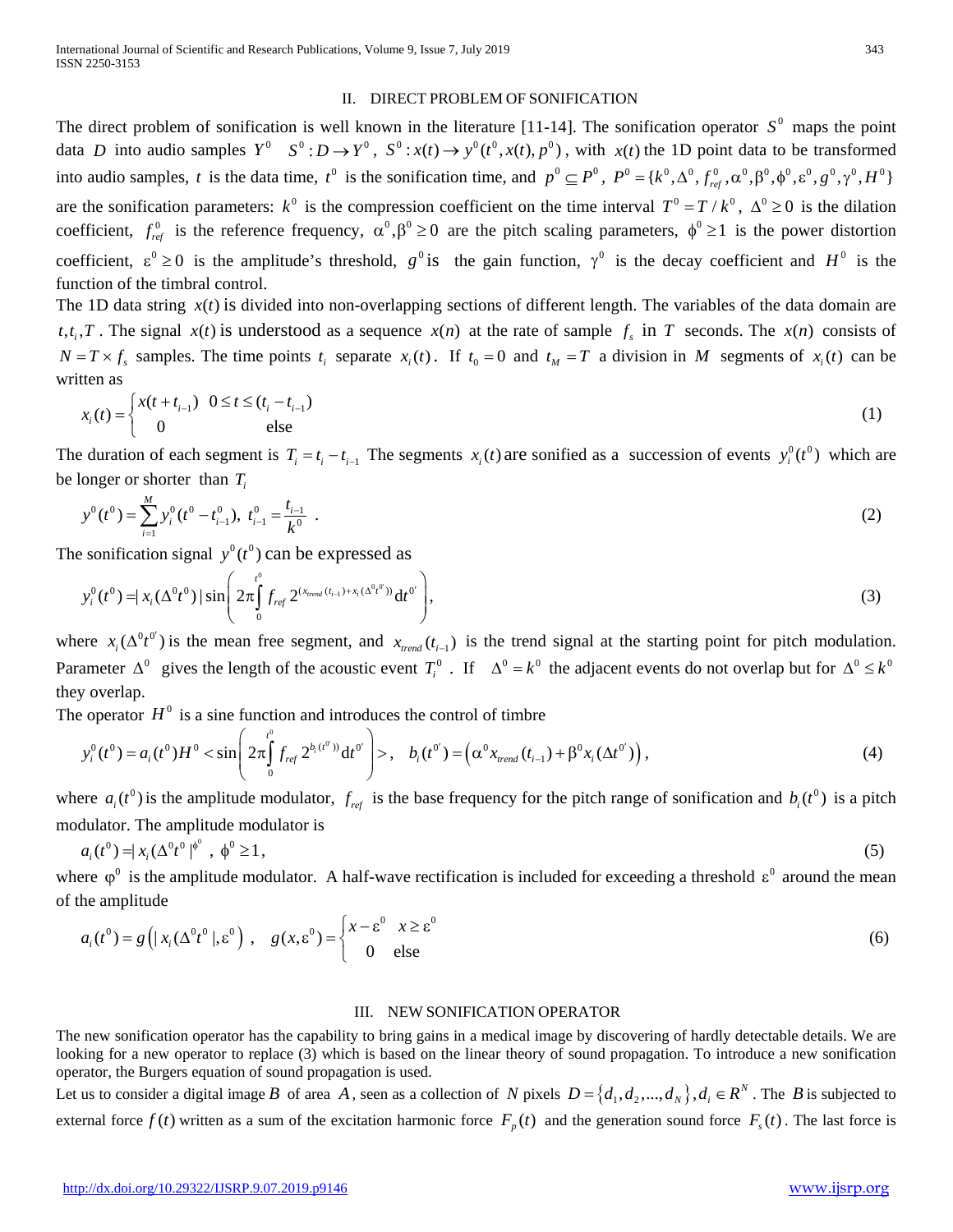## II. DIRECT PROBLEM OF SONIFICATION

The direct problem of sonification is well known in the literature [11-14]. The sonification operator $S^0$ maps the point data $D$ into audio samples $Y^0$ $S^0 : D \to Y^0$, $S^0 : x(t) \to y^0(t^0, x(t), p^0)$, with $x(t)$ the 1D point data to be transformed into audio samples, $t$ is the data time, $t^0$ is the sonification time, and $p^0 \subseteq P^0$, $P^0 = \{k^0, \Delta^0, f^0_{ref}, \alpha^0, \beta^0, \phi^0, \varepsilon^0, g^0, \gamma^0, H^0\}$ are the sonification parameters: $k^0$ is the compression coefficient on the time interval $T^0 = T / k^0$, $\Delta^0 \geq 0$ is the dilation coefficient, $f^0_{ref}$ is the reference frequency, $\alpha^0, \beta^0 \geq 0$ are the pitch scaling parameters, $\phi^0 \geq 1$ is the power distortion coefficient, $\varepsilon^0 \geq 0$ is the amplitude's threshold, $g^0$ is the gain function, $\gamma^0$ is the decay coefficient and $H^0$ is the function of the timbral control.

The 1D data string $x(t)$ is divided into non-overlapping sections of different length. The variables of the data domain are $t, t_i, T$. The signal $x(t)$ is understood as a sequence $x(n)$ at the rate of sample $f_s$ in $T$ seconds. The $x(n)$ consists of $N = T \times f_s$ samples. The time points $t_i$ separate $x_i(t)$. If $t_0 = 0$ and $t_M = T$ a division in $M$ segments of $x_i(t)$ can be written as

$$x_i(t) = \begin{cases} x(t + t_{i-1}) & 0 \leq t \leq (t_i - t_{i-1}) \\ 0 & \text{else} \end{cases} \tag{1}$$

The duration of each segment is $T_i = t_i - t_{i-1}$ The segments $x_i(t)$ are sonified as a succession of events $y^0_i(t^0)$ which are be longer or shorter than $T_i$

$$y^0(t^0) = \sum_{i=1}^{M} y^0_i(t^0 - t^0_{i-1}),\ t^0_{i-1} = \frac{t_{i-1}}{k^0}\ . \tag{2}$$

The sonification signal $y^0(t^0)$ can be expressed as

$$y^0_i(t^0) = | x_i(\Delta^0 t^0) | \sin\left( 2\pi \int_0^{t^0} f_{ref}\, 2^{(x_{trend}(t_{i-1}) + x_i(\Delta^0 t^{0'}))} \mathrm{d}t^{0'} \right), \tag{3}$$

where $x_i(\Delta^0 t^{0'})$ is the mean free segment, and $x_{trend}(t_{i-1})$ is the trend signal at the starting point for pitch modulation. Parameter $\Delta^0$ gives the length of the acoustic event $T^0_i$ . If $\Delta^0 = k^0$ the adjacent events do not overlap but for $\Delta^0 \leq k^0$ they overlap.

The operator $H^0$ is a sine function and introduces the control of timbre

$$y^0_i(t^0) = a_i(t^0) H^0 < \sin\left( 2\pi \int_0^{t^0} f_{ref}\, 2^{b_i(t^{0'})} \mathrm{d}t^{0'} \right) >,\quad b_i(t^{0'}) = \left( \alpha^0 x_{trend}(t_{i-1}) + \beta^0 x_i(\Delta t^{0'}) \right), \tag{4}$$

where $a_i(t^0)$ is the amplitude modulator, $f_{ref}$ is the base frequency for the pitch range of sonification and $b_i(t^0)$ is a pitch modulator. The amplitude modulator is

$$a_i(t^0) = | x_i(\Delta^0 t^0 |^{\phi^0}\ ,\ \phi^0 \geq 1, \tag{5}$$

where $\varphi^0$ is the amplitude modulator. A half-wave rectification is included for exceeding a threshold $\varepsilon^0$ around the mean of the amplitude

$$a_i(t^0) = g\left( | x_i(\Delta^0 t^0 |, \varepsilon^0 \right)\ ,\quad g(x, \varepsilon^0) = \begin{cases} x - \varepsilon^0 & x \geq \varepsilon^0 \\ 0 & \text{else} \end{cases} \tag{6}$$

## III. NEW SONIFICATION OPERATOR

The new sonification operator has the capability to bring gains in a medical image by discovering of hardly detectable details. We are looking for a new operator to replace (3) which is based on the linear theory of sound propagation. To introduce a new sonification operator, the Burgers equation of sound propagation is used.

Let us to consider a digital image $B$ of area $A$, seen as a collection of $N$ pixels $D = \{d_1, d_2, ..., d_N\}, d_i \in R^N$. The $B$ is subjected to external force $f(t)$ written as a sum of the excitation harmonic force $F_p(t)$ and the generation sound force $F_s(t)$. The last force is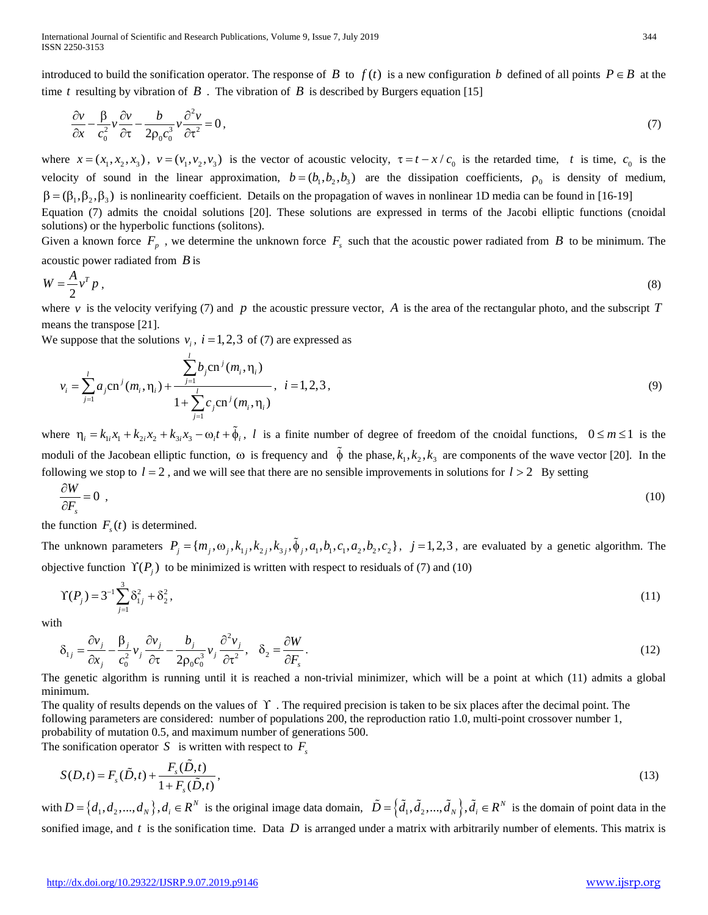introduced to build the sonification operator. The response of $B$ to $f(t)$ is a new configuration $b$ defined of all points $P \in B$ at the time $t$ resulting by vibration of $B$ . The vibration of $B$ is described by Burgers equation [15]

$$\frac{\partial v}{\partial x} - \frac{\beta}{c_0^2} v \frac{\partial v}{\partial \tau} - \frac{b}{2\rho_0 c_0^3} v \frac{\partial^2 v}{\partial \tau^2} = 0, \tag{7}$$

where $x = (x_1, x_2, x_3)$, $v = (v_1, v_2, v_3)$ is the vector of acoustic velocity, $\tau = t - x / c_0$ is the retarded time, $t$ is time, $c_0$ is the velocity of sound in the linear approximation, $b = (b_1, b_2, b_3)$ are the dissipation coefficients, $\rho_0$ is density of medium, $\beta = (\beta_1, \beta_2, \beta_3)$ is nonlinearity coefficient. Details on the propagation of waves in nonlinear 1D media can be found in [16-19]

Equation (7) admits the cnoidal solutions [20]. These solutions are expressed in terms of the Jacobi elliptic functions (cnoidal solutions) or the hyperbolic functions (solitons).

Given a known force $F_p$ , we determine the unknown force $F_s$ such that the acoustic power radiated from $B$ to be minimum. The acoustic power radiated from $B$ is

$$W = \frac{A}{2} v^T p, \tag{8}$$

where $v$ is the velocity verifying (7) and $p$ the acoustic pressure vector, $A$ is the area of the rectangular photo, and the subscript $T$ means the transpose [21].

We suppose that the solutions $v_i$, $i = 1, 2, 3$ of (7) are expressed as

$$v_i = \sum_{j=1}^{l} a_j \mathrm{cn}^j(m_i, \eta_i) + \frac{\sum_{j=1}^{l} b_j \mathrm{cn}^j(m_i, \eta_i)}{1 + \sum_{j=1}^{l} c_j \mathrm{cn}^j(m_i, \eta_i)}, \quad i = 1, 2, 3, \tag{9}$$

where $\eta_i = k_{1i} x_1 + k_{2i} x_2 + k_{3i} x_3 - \omega_i t + \tilde{\phi}_i$, $l$ is a finite number of degree of freedom of the cnoidal functions, $0 \le m \le 1$ is the moduli of the Jacobean elliptic function, $\omega$ is frequency and $\tilde{\phi}$ the phase, $k_1, k_2, k_3$ are components of the wave vector [20]. In the following we stop to $l = 2$ , and we will see that there are no sensible improvements in solutions for $l > 2$ By setting

$$\frac{\partial W}{\partial F_s} = 0 \ , \tag{10}$$

the function $F_s(t)$ is determined.

The unknown parameters $P_j = \{m_j, \omega_j, k_{1j}, k_{2j}, k_{3j}, \tilde{\phi}_j, a_1, b_1, c_1, a_2, b_2, c_2\}$, $j = 1, 2, 3$, are evaluated by a genetic algorithm. The objective function $\Upsilon(P_j)$ to be minimized is written with respect to residuals of (7) and (10)

$$\Upsilon(P_j) = 3^{-1} \sum_{j=1}^{3} \delta_{1j}^2 + \delta_2^2, \tag{11}$$

with

$$\delta_{1j} = \frac{\partial v_j}{\partial x_j} - \frac{\beta_j}{c_0^2} v_j \frac{\partial v_j}{\partial \tau} - \frac{b_j}{2\rho_0 c_0^3} v_j \frac{\partial^2 v_j}{\partial \tau^2}, \quad \delta_2 = \frac{\partial W}{\partial F_s}. \tag{12}$$

The genetic algorithm is running until it is reached a non-trivial minimizer, which will be a point at which (11) admits a global minimum.

The quality of results depends on the values of $\Upsilon$ . The required precision is taken to be six places after the decimal point. The following parameters are considered: number of populations 200, the reproduction ratio 1.0, multi-point crossover number 1, probability of mutation 0.5, and maximum number of generations 500.

The sonification operator $S$ is written with respect to $F_s$

$$S(D, t) = F_s(\tilde{D}, t) + \frac{F_s(\tilde{D}, t)}{1 + F_s(\tilde{D}, t)}, \tag{13}$$

with $D = \{d_1, d_2, ..., d_N\}, d_i \in R^N$ is the original image data domain, $\tilde{D} = \{\tilde{d}_1, \tilde{d}_2, ..., \tilde{d}_N\}, \tilde{d}_i \in R^N$ is the domain of point data in the sonified image, and $t$ is the sonification time. Data $D$ is arranged under a matrix with arbitrarily number of elements. This matrix is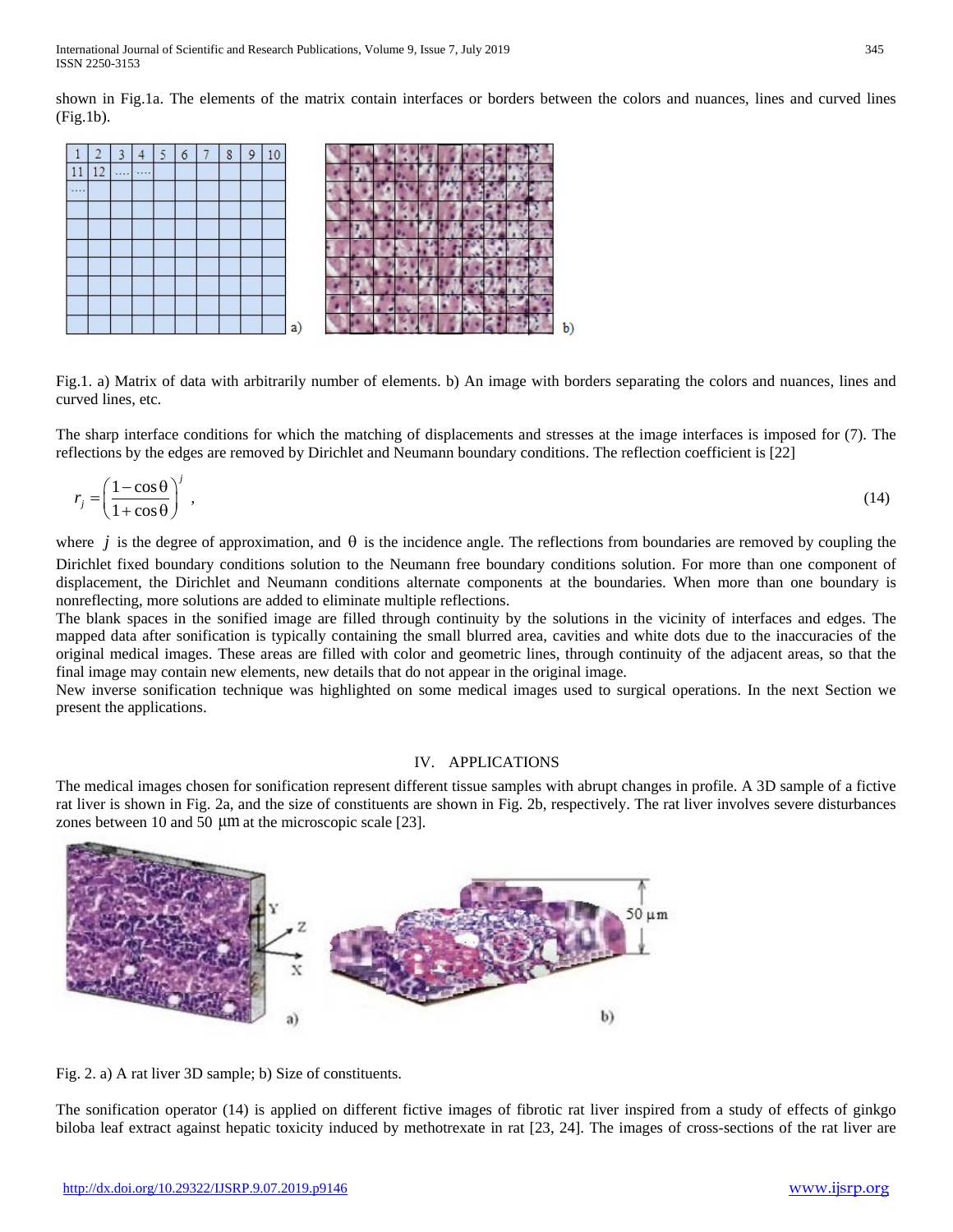shown in Fig.1a. The elements of the matrix contain interfaces or borders between the colors and nuances, lines and curved lines (Fig.1b).

Fig.1. a) Matrix of data with arbitrarily number of elements. b) An image with borders separating the colors and nuances, lines and curved lines, etc.

The sharp interface conditions for which the matching of displacements and stresses at the image interfaces is imposed for (7). The reflections by the edges are removed by Dirichlet and Neumann boundary conditions. The reflection coefficient is [22]

$$r_j = \left(\frac{1-\cos\theta}{1+\cos\theta}\right)^j , \tag{14}$$

where $j$ is the degree of approximation, and $\theta$ is the incidence angle. The reflections from boundaries are removed by coupling the Dirichlet fixed boundary conditions solution to the Neumann free boundary conditions solution. For more than one component of displacement, the Dirichlet and Neumann conditions alternate components at the boundaries. When more than one boundary is nonreflecting, more solutions are added to eliminate multiple reflections.

The blank spaces in the sonified image are filled through continuity by the solutions in the vicinity of interfaces and edges. The mapped data after sonification is typically containing the small blurred area, cavities and white dots due to the inaccuracies of the original medical images. These areas are filled with color and geometric lines, through continuity of the adjacent areas, so that the final image may contain new elements, new details that do not appear in the original image.

New inverse sonification technique was highlighted on some medical images used to surgical operations. In the next Section we present the applications.

## IV. APPLICATIONS

The medical images chosen for sonification represent different tissue samples with abrupt changes in profile. A 3D sample of a fictive rat liver is shown in Fig. 2a, and the size of constituents are shown in Fig. 2b, respectively. The rat liver involves severe disturbances zones between 10 and 50 μm at the microscopic scale [23].

Fig. 2. a) A rat liver 3D sample; b) Size of constituents.

The sonification operator (14) is applied on different fictive images of fibrotic rat liver inspired from a study of effects of ginkgo biloba leaf extract against hepatic toxicity induced by methotrexate in rat [23, 24]. The images of cross-sections of the rat liver are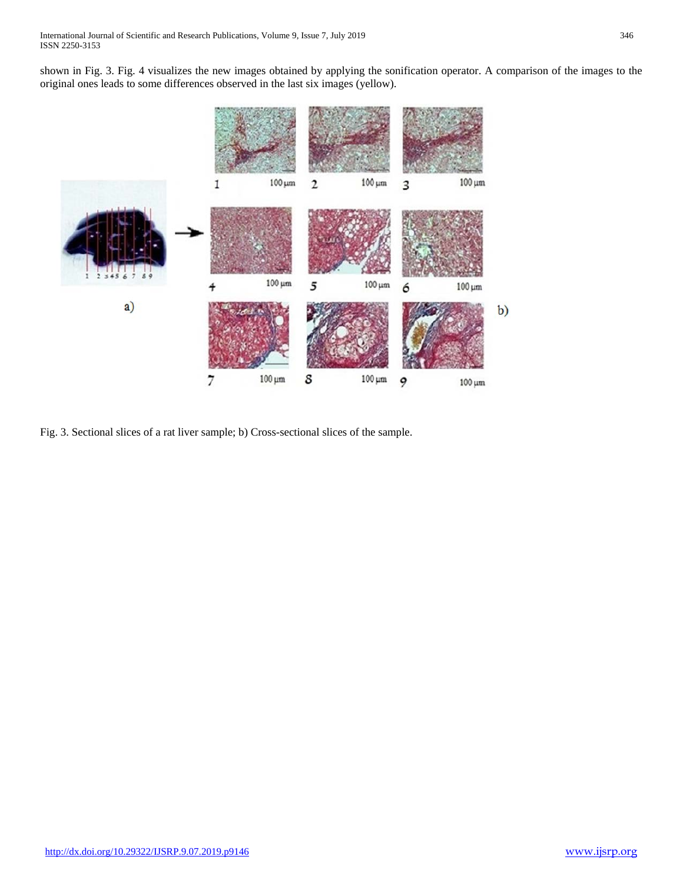shown in Fig. 3. Fig. 4 visualizes the new images obtained by applying the sonification operator. A comparison of the images to the original ones leads to some differences observed in the last six images (yellow).

Fig. 3. Sectional slices of a rat liver sample; b) Cross-sectional slices of the sample.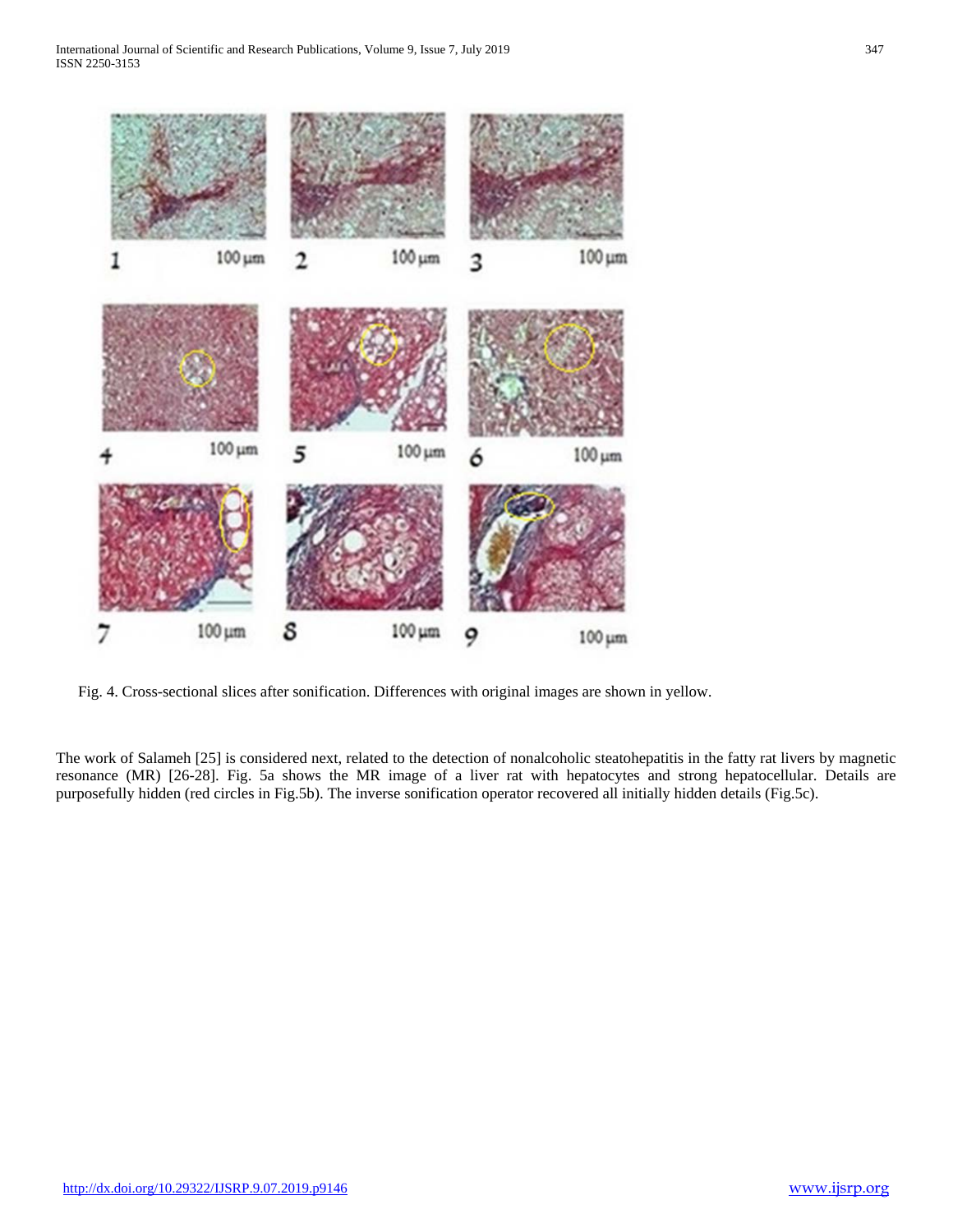Fig. 4. Cross-sectional slices after sonification. Differences with original images are shown in yellow.

The work of Salameh [25] is considered next, related to the detection of nonalcoholic steatohepatitis in the fatty rat livers by magnetic resonance (MR) [26-28]. Fig. 5a shows the MR image of a liver rat with hepatocytes and strong hepatocellular. Details are purposefully hidden (red circles in Fig.5b). The inverse sonification operator recovered all initially hidden details (Fig.5c).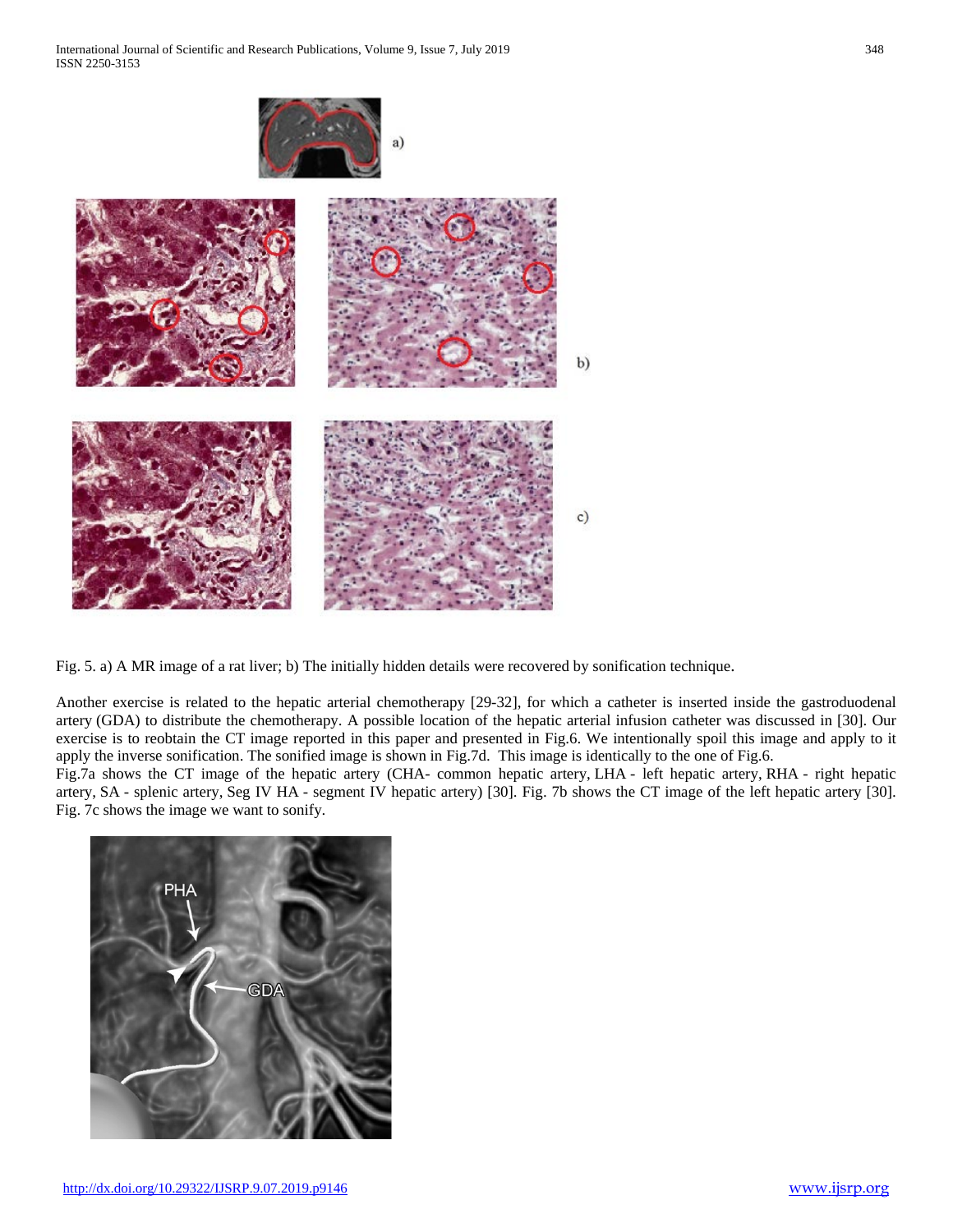Fig. 5. a) A MR image of a rat liver; b) The initially hidden details were recovered by sonification technique.

Another exercise is related to the hepatic arterial chemotherapy [29-32], for which a catheter is inserted inside the gastroduodenal artery (GDA) to distribute the chemotherapy. A possible location of the hepatic arterial infusion catheter was discussed in [30]. Our exercise is to reobtain the CT image reported in this paper and presented in Fig.6. We intentionally spoil this image and apply to it apply the inverse sonification. The sonified image is shown in Fig.7d. This image is identically to the one of Fig.6.

Fig.7a shows the CT image of the hepatic artery (CHA- common hepatic artery, LHA - left hepatic artery, RHA - right hepatic artery, SA - splenic artery, Seg IV HA - segment IV hepatic artery) [30]. Fig. 7b shows the CT image of the left hepatic artery [30]. Fig. 7c shows the image we want to sonify.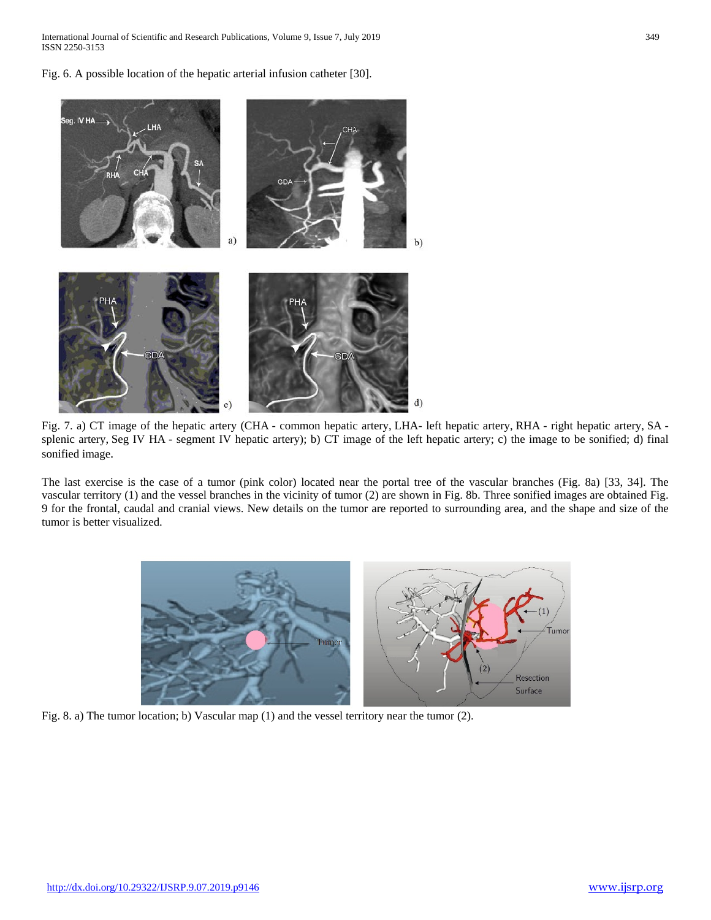Fig. 6. A possible location of the hepatic arterial infusion catheter [30].

Fig. 7. a) CT image of the hepatic artery (CHA - common hepatic artery, LHA- left hepatic artery, RHA - right hepatic artery, SA - splenic artery, Seg IV HA - segment IV hepatic artery); b) CT image of the left hepatic artery; c) the image to be sonified; d) final sonified image.

The last exercise is the case of a tumor (pink color) located near the portal tree of the vascular branches (Fig. 8a) [33, 34]. The vascular territory (1) and the vessel branches in the vicinity of tumor (2) are shown in Fig. 8b. Three sonified images are obtained Fig. 9 for the frontal, caudal and cranial views. New details on the tumor are reported to surrounding area, and the shape and size of the tumor is better visualized.

Fig. 8. a) The tumor location; b) Vascular map (1) and the vessel territory near the tumor (2).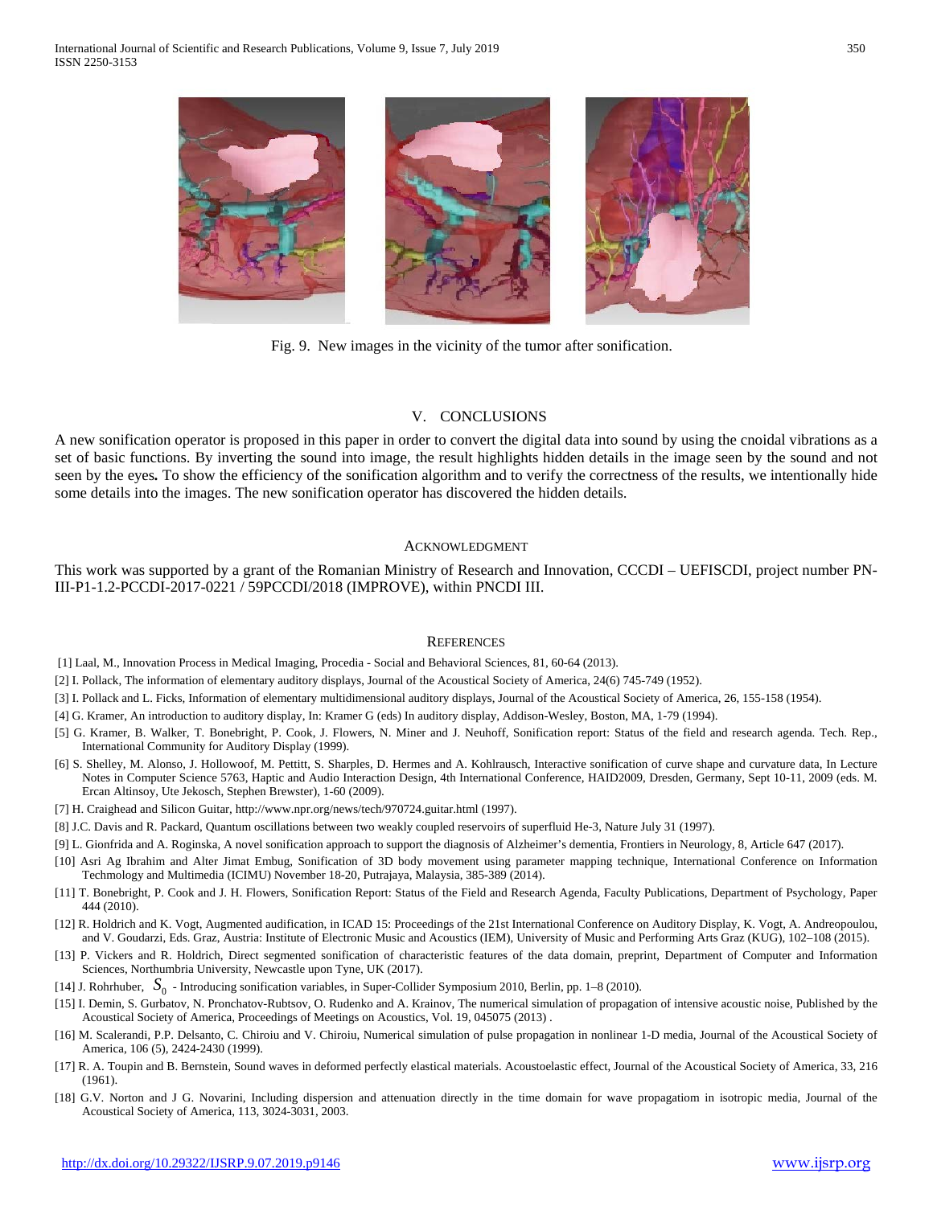Fig. 9. New images in the vicinity of the tumor after sonification.

## V. CONCLUSIONS

A new sonification operator is proposed in this paper in order to convert the digital data into sound by using the cnoidal vibrations as a set of basic functions. By inverting the sound into image, the result highlights hidden details in the image seen by the sound and not seen by the eyes**.** To show the efficiency of the sonification algorithm and to verify the correctness of the results, we intentionally hide some details into the images. The new sonification operator has discovered the hidden details.

## ACKNOWLEDGMENT

This work was supported by a grant of the Romanian Ministry of Research and Innovation, CCCDI – UEFISCDI, project number PN-III-P1-1.2-PCCDI-2017-0221 / 59PCCDI/2018 (IMPROVE), within PNCDI III.

## REFERENCES

[1] Laal, M., Innovation Process in Medical Imaging, Procedia - Social and Behavioral Sciences, 81, 60-64 (2013).

[2] I. Pollack, The information of elementary auditory displays, Journal of the Acoustical Society of America, 24(6) 745-749 (1952).

[3] I. Pollack and L. Ficks, Information of elementary multidimensional auditory displays, Journal of the Acoustical Society of America, 26, 155-158 (1954).

[4] G. Kramer, An introduction to auditory display, In: Kramer G (eds) In auditory display, Addison-Wesley, Boston, MA, 1-79 (1994).

[5] G. Kramer, B. Walker, T. Bonebright, P. Cook, J. Flowers, N. Miner and J. Neuhoff, Sonification report: Status of the field and research agenda. Tech. Rep., International Community for Auditory Display (1999).

[6] S. Shelley, M. Alonso, J. Hollowoof, M. Pettitt, S. Sharples, D. Hermes and A. Kohlrausch, Interactive sonification of curve shape and curvature data, In Lecture Notes in Computer Science 5763, Haptic and Audio Interaction Design, 4th International Conference, HAID2009, Dresden, Germany, Sept 10-11, 2009 (eds. M. Ercan Altinsoy, Ute Jekosch, Stephen Brewster), 1-60 (2009).

[7] H. Craighead and Silicon Guitar, http://www.npr.org/news/tech/970724.guitar.html (1997).

[8] J.C. Davis and R. Packard, Quantum oscillations between two weakly coupled reservoirs of superfluid He-3, Nature July 31 (1997).

[9] L. Gionfrida and A. Roginska, A novel sonification approach to support the diagnosis of Alzheimer's dementia, Frontiers in Neurology, 8, Article 647 (2017).

[10] Asri Ag Ibrahim and Alter Jimat Embug, Sonification of 3D body movement using parameter mapping technique, International Conference on Information Techmology and Multimedia (ICIMU) November 18-20, Putrajaya, Malaysia, 385-389 (2014).

[11] T. Bonebright, P. Cook and J. H. Flowers, Sonification Report: Status of the Field and Research Agenda, Faculty Publications, Department of Psychology, Paper 444 (2010).

[12] R. Holdrich and K. Vogt, Augmented audification, in ICAD 15: Proceedings of the 21st International Conference on Auditory Display, K. Vogt, A. Andreopoulou, and V. Goudarzi, Eds. Graz, Austria: Institute of Electronic Music and Acoustics (IEM), University of Music and Performing Arts Graz (KUG), 102–108 (2015).

[13] P. Vickers and R. Holdrich, Direct segmented sonification of characteristic features of the data domain, preprint, Department of Computer and Information Sciences, Northumbria University, Newcastle upon Tyne, UK (2017).

[14] J. Rohrhuber, $S_0$ - Introducing sonification variables, in Super-Collider Symposium 2010, Berlin, pp. 1–8 (2010).

[15] I. Demin, S. Gurbatov, N. Pronchatov-Rubtsov, O. Rudenko and A. Krainov, The numerical simulation of propagation of intensive acoustic noise, Published by the Acoustical Society of America, Proceedings of Meetings on Acoustics, Vol. 19, 045075 (2013) .

[16] M. Scalerandi, P.P. Delsanto, C. Chiroiu and V. Chiroiu, Numerical simulation of pulse propagation in nonlinear 1-D media, Journal of the Acoustical Society of America, 106 (5), 2424-2430 (1999).

[17] R. A. Toupin and B. Bernstein, Sound waves in deformed perfectly elastical materials. Acoustoelastic effect, Journal of the Acoustical Society of America, 33, 216 (1961).

[18] G.V. Norton and J G. Novarini, Including dispersion and attenuation directly in the time domain for wave propagatiom in isotropic media, Journal of the Acoustical Society of America, 113, 3024-3031, 2003.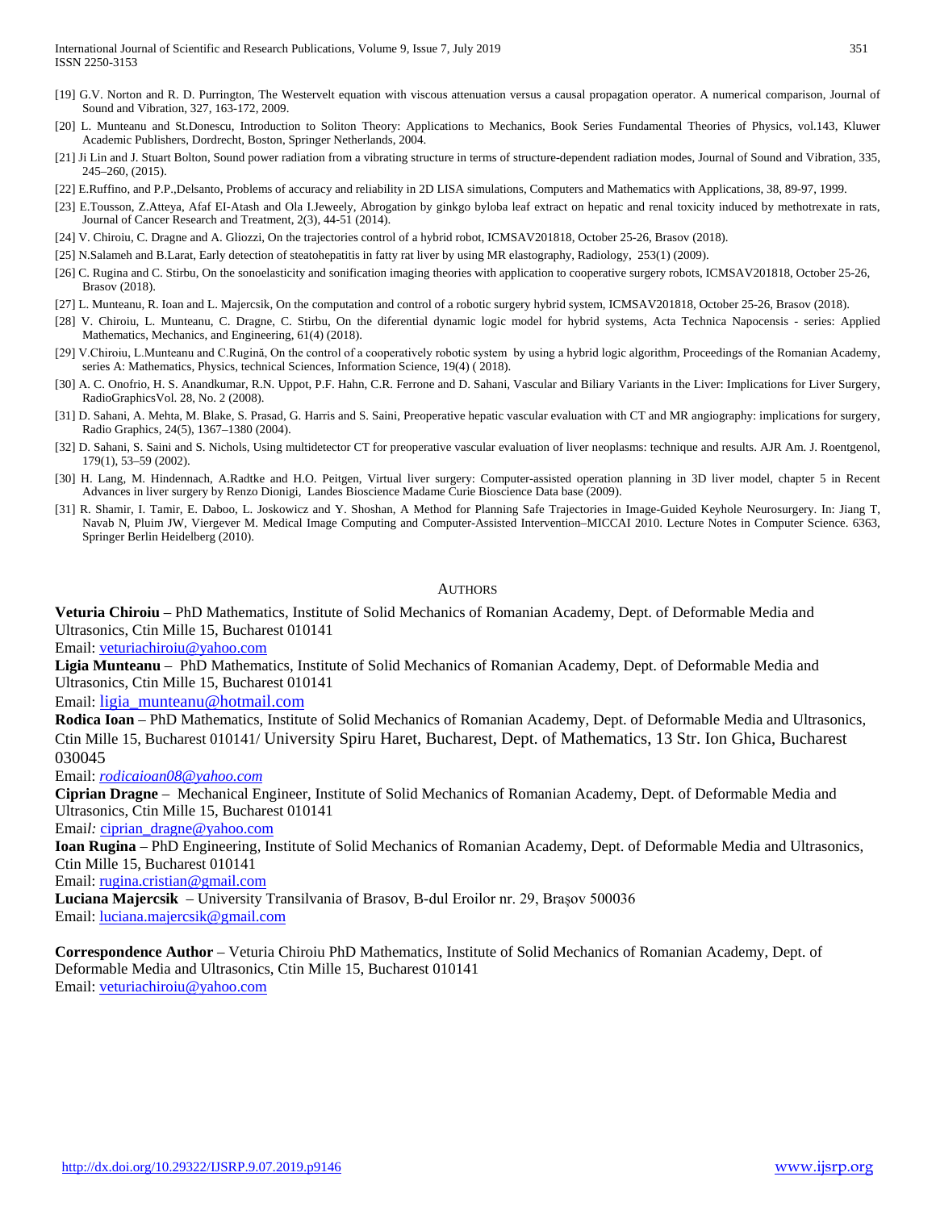[19] G.V. Norton and R. D. Purrington, The Westervelt equation with viscous attenuation versus a causal propagation operator. A numerical comparison, Journal of Sound and Vibration, 327, 163-172, 2009.

[20] L. Munteanu and St.Donescu, Introduction to Soliton Theory: Applications to Mechanics, Book Series Fundamental Theories of Physics, vol.143, Kluwer Academic Publishers, Dordrecht, Boston, Springer Netherlands, 2004.

[21] Ji Lin and J. Stuart Bolton, Sound power radiation from a vibrating structure in terms of structure-dependent radiation modes, Journal of Sound and Vibration, 335, 245–260, (2015).

[22] E.Ruffino, and P.P.,Delsanto, Problems of accuracy and reliability in 2D LISA simulations, Computers and Mathematics with Applications, 38, 89-97, 1999.

[23] E.Tousson, Z.Atteya, Afaf EI-Atash and Ola I.Jeweely, Abrogation by ginkgo byloba leaf extract on hepatic and renal toxicity induced by methotrexate in rats, Journal of Cancer Research and Treatment, 2(3), 44-51 (2014).

[24] V. Chiroiu, C. Dragne and A. Gliozzi, On the trajectories control of a hybrid robot, ICMSAV201818, October 25-26, Brasov (2018).

[25] N.Salameh and B.Larat, Early detection of steatohepatitis in fatty rat liver by using MR elastography, Radiology, 253(1) (2009).

[26] C. Rugina and C. Stirbu, On the sonoelasticity and sonification imaging theories with application to cooperative surgery robots, ICMSAV201818, October 25-26, Brasov (2018).

[27] L. Munteanu, R. Ioan and L. Majercsik, On the computation and control of a robotic surgery hybrid system, ICMSAV201818, October 25-26, Brasov (2018).

[28] V. Chiroiu, L. Munteanu, C. Dragne, C. Stirbu, On the diferential dynamic logic model for hybrid systems, Acta Technica Napocensis - series: Applied Mathematics, Mechanics, and Engineering, 61(4) (2018).

[29] V.Chiroiu, L.Munteanu and C.Rugină, On the control of a cooperatively robotic system by using a hybrid logic algorithm, Proceedings of the Romanian Academy, series A: Mathematics, Physics, technical Sciences, Information Science, 19(4) ( 2018).

[30] A. C. Onofrio, H. S. Anandkumar, R.N. Uppot, P.F. Hahn, C.R. Ferrone and D. Sahani, Vascular and Biliary Variants in the Liver: Implications for Liver Surgery, RadioGraphicsVol. 28, No. 2 (2008).

[31] D. Sahani, A. Mehta, M. Blake, S. Prasad, G. Harris and S. Saini, Preoperative hepatic vascular evaluation with CT and MR angiography: implications for surgery, Radio Graphics, 24(5), 1367–1380 (2004).

[32] D. Sahani, S. Saini and S. Nichols, Using multidetector CT for preoperative vascular evaluation of liver neoplasms: technique and results. AJR Am. J. Roentgenol, 179(1), 53–59 (2002).

[30] H. Lang, M. Hindennach, A.Radtke and H.O. Peitgen, Virtual liver surgery: Computer-assisted operation planning in 3D liver model, chapter 5 in Recent Advances in liver surgery by Renzo Dionigi, Landes Bioscience Madame Curie Bioscience Data base (2009).

[31] R. Shamir, I. Tamir, E. Daboo, L. Joskowicz and Y. Shoshan, A Method for Planning Safe Trajectories in Image-Guided Keyhole Neurosurgery. In: Jiang T, Navab N, Pluim JW, Viergever M. Medical Image Computing and Computer-Assisted Intervention–MICCAI 2010. Lecture Notes in Computer Science. 6363, Springer Berlin Heidelberg (2010).

## AUTHORS

**Veturia Chiroiu** – PhD Mathematics, Institute of Solid Mechanics of Romanian Academy, Dept. of Deformable Media and Ultrasonics, Ctin Mille 15, Bucharest 010141
Email: veturiachiroiu@yahoo.com

**Ligia Munteanu** – PhD Mathematics, Institute of Solid Mechanics of Romanian Academy, Dept. of Deformable Media and Ultrasonics, Ctin Mille 15, Bucharest 010141
Email: ligia_munteanu@hotmail.com

**Rodica Ioan** – PhD Mathematics, Institute of Solid Mechanics of Romanian Academy, Dept. of Deformable Media and Ultrasonics, Ctin Mille 15, Bucharest 010141/ University Spiru Haret, Bucharest, Dept. of Mathematics, 13 Str. Ion Ghica, Bucharest 030045
Email: *rodicaioan08@yahoo.com*

**Ciprian Dragne** – Mechanical Engineer, Institute of Solid Mechanics of Romanian Academy, Dept. of Deformable Media and Ultrasonics, Ctin Mille 15, Bucharest 010141
Email: ciprian_dragne@yahoo.com

**Ioan Rugina** – PhD Engineering, Institute of Solid Mechanics of Romanian Academy, Dept. of Deformable Media and Ultrasonics, Ctin Mille 15, Bucharest 010141
Email: rugina.cristian@gmail.com

**Luciana Majercsik** – University Transilvania of Brasov, B-dul Eroilor nr. 29, Brașov 500036
Email: luciana.majercsik@gmail.com

**Correspondence Author** – Veturia Chiroiu PhD Mathematics, Institute of Solid Mechanics of Romanian Academy, Dept. of Deformable Media and Ultrasonics, Ctin Mille 15, Bucharest 010141
Email: veturiachiroiu@yahoo.com